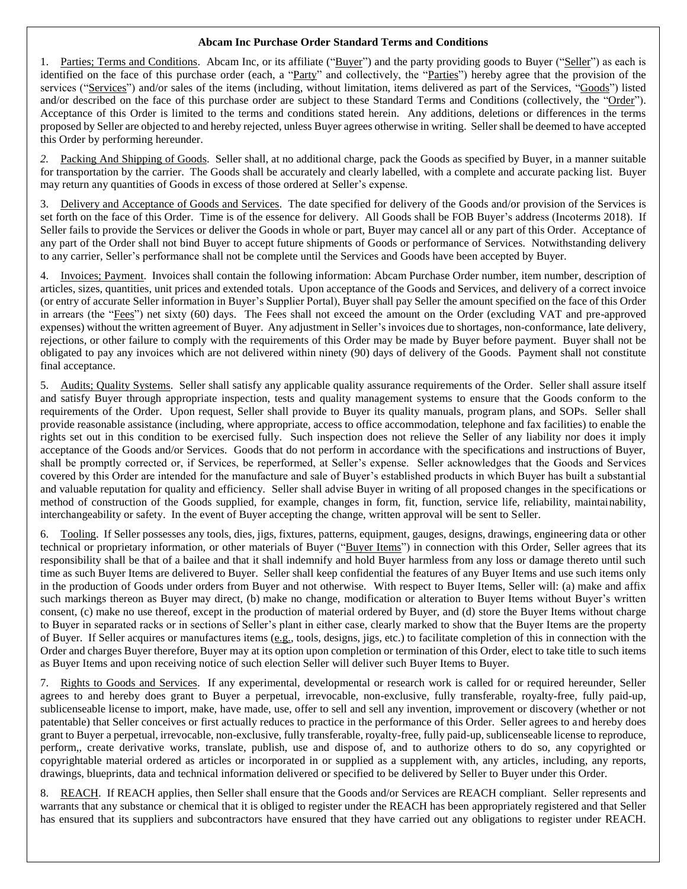**Abcam Inc Purchase Order Standard Terms and Conditions**

1. Parties; Terms and Conditions. Abcam Inc, or its affiliate ("Buyer") and the party providing goods to Buyer ("Seller") as each is identified on the face of this purchase order (each, a "Party" and collectively, the "Parties") hereby agree that the provision of the services ("Services") and/or sales of the items (including, without limitation, items delivered as part of the Services, "Goods") listed and/or described on the face of this purchase order are subject to these Standard Terms and Conditions (collectively, the "Order"). Acceptance of this Order is limited to the terms and conditions stated herein. Any additions, deletions or differences in the terms proposed by Seller are objected to and hereby rejected, unless Buyer agrees otherwise in writing. Seller shall be deemed to have accepted this Order by performing hereunder.

*2.* Packing And Shipping of Goods. Seller shall, at no additional charge, pack the Goods as specified by Buyer, in a manner suitable for transportation by the carrier. The Goods shall be accurately and clearly labelled, with a complete and accurate packing list. Buyer may return any quantities of Goods in excess of those ordered at Seller's expense.

3. Delivery and Acceptance of Goods and Services. The date specified for delivery of the Goods and/or provision of the Services is set forth on the face of this Order. Time is of the essence for delivery. All Goods shall be FOB Buyer's address (Incoterms 2018). If Seller fails to provide the Services or deliver the Goods in whole or part, Buyer may cancel all or any part of this Order. Acceptance of any part of the Order shall not bind Buyer to accept future shipments of Goods or performance of Services. Notwithstanding delivery to any carrier, Seller's performance shall not be complete until the Services and Goods have been accepted by Buyer.

4. Invoices; Payment. Invoices shall contain the following information: Abcam Purchase Order number, item number, description of articles, sizes, quantities, unit prices and extended totals. Upon acceptance of the Goods and Services, and delivery of a correct invoice (or entry of accurate Seller information in Buyer's Supplier Portal), Buyer shall pay Seller the amount specified on the face of this Order in arrears (the "Fees") net sixty (60) days. The Fees shall not exceed the amount on the Order (excluding VAT and pre-approved expenses) without the written agreement of Buyer. Any adjustment in Seller's invoices due to shortages, non-conformance, late delivery, rejections, or other failure to comply with the requirements of this Order may be made by Buyer before payment. Buyer shall not be obligated to pay any invoices which are not delivered within ninety (90) days of delivery of the Goods. Payment shall not constitute final acceptance.

5. Audits; Quality Systems. Seller shall satisfy any applicable quality assurance requirements of the Order. Seller shall assure itself and satisfy Buyer through appropriate inspection, tests and quality management systems to ensure that the Goods conform to the requirements of the Order. Upon request, Seller shall provide to Buyer its quality manuals, program plans, and SOPs. Seller shall provide reasonable assistance (including, where appropriate, access to office accommodation, telephone and fax facilities) to enable the rights set out in this condition to be exercised fully. Such inspection does not relieve the Seller of any liability nor does it imply acceptance of the Goods and/or Services. Goods that do not perform in accordance with the specifications and instructions of Buyer, shall be promptly corrected or, if Services, be reperformed, at Seller's expense. Seller acknowledges that the Goods and Services covered by this Order are intended for the manufacture and sale of Buyer's established products in which Buyer has built a substantial and valuable reputation for quality and efficiency. Seller shall advise Buyer in writing of all proposed changes in the specifications or method of construction of the Goods supplied, for example, changes in form, fit, function, service life, reliability, maintainability, interchangeability or safety. In the event of Buyer accepting the change, written approval will be sent to Seller.

6. Tooling. If Seller possesses any tools, dies, jigs, fixtures, patterns, equipment, gauges, designs, drawings, engineering data or other technical or proprietary information, or other materials of Buyer ("Buyer Items") in connection with this Order, Seller agrees that its responsibility shall be that of a bailee and that it shall indemnify and hold Buyer harmless from any loss or damage thereto until such time as such Buyer Items are delivered to Buyer. Seller shall keep confidential the features of any Buyer Items and use such items only in the production of Goods under orders from Buyer and not otherwise. With respect to Buyer Items, Seller will: (a) make and affix such markings thereon as Buyer may direct, (b) make no change, modification or alteration to Buyer Items without Buyer's written consent, (c) make no use thereof, except in the production of material ordered by Buyer, and (d) store the Buyer Items without charge to Buyer in separated racks or in sections of Seller's plant in either case, clearly marked to show that the Buyer Items are the property of Buyer. If Seller acquires or manufactures items (e.g., tools, designs, jigs, etc.) to facilitate completion of this in connection with the Order and charges Buyer therefore, Buyer may at its option upon completion or termination of this Order, elect to take title to such items as Buyer Items and upon receiving notice of such election Seller will deliver such Buyer Items to Buyer.

7. Rights to Goods and Services. If any experimental, developmental or research work is called for or required hereunder, Seller agrees to and hereby does grant to Buyer a perpetual, irrevocable, non-exclusive, fully transferable, royalty-free, fully paid-up, sublicenseable license to import, make, have made, use, offer to sell and sell any invention, improvement or discovery (whether or not patentable) that Seller conceives or first actually reduces to practice in the performance of this Order. Seller agrees to and hereby does grant to Buyer a perpetual, irrevocable, non-exclusive, fully transferable, royalty-free, fully paid-up, sublicenseable license to reproduce, perform,, create derivative works, translate, publish, use and dispose of, and to authorize others to do so, any copyrighted or copyrightable material ordered as articles or incorporated in or supplied as a supplement with, any articles, including, any reports, drawings, blueprints, data and technical information delivered or specified to be delivered by Seller to Buyer under this Order.

8. REACH. If REACH applies, then Seller shall ensure that the Goods and/or Services are REACH compliant. Seller represents and warrants that any substance or chemical that it is obliged to register under the REACH has been appropriately registered and that Seller has ensured that its suppliers and subcontractors have ensured that they have carried out any obligations to register under REACH.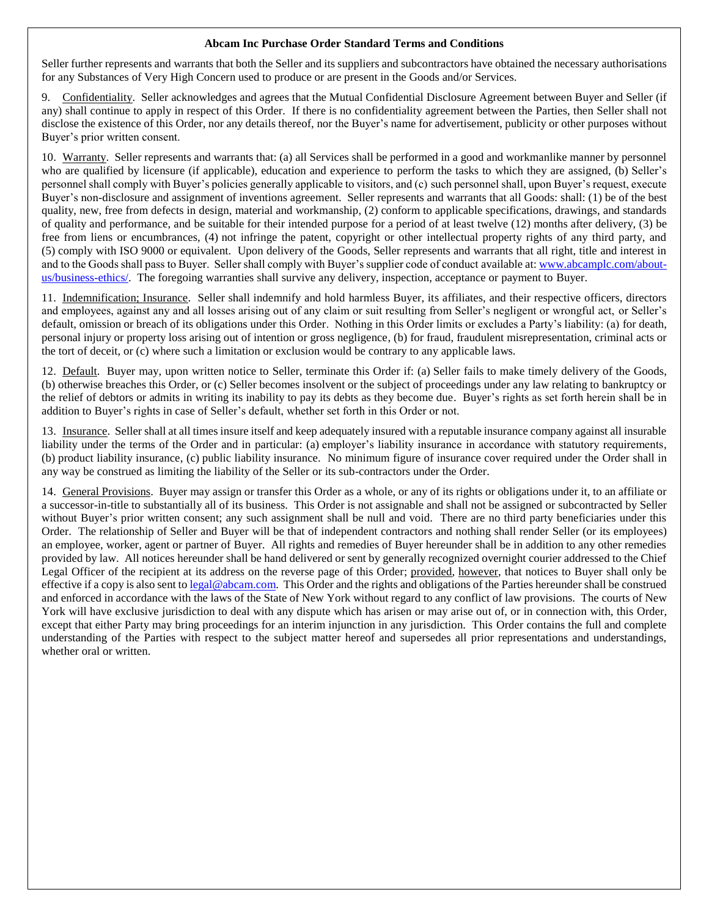**Abcam Inc Purchase Order Standard Terms and Conditions**

Seller further represents and warrants that both the Seller and its suppliers and subcontractors have obtained the necessary authorisations for any Substances of Very High Concern used to produce or are present in the Goods and/or Services.

9. Confidentiality. Seller acknowledges and agrees that the Mutual Confidential Disclosure Agreement between Buyer and Seller (if any) shall continue to apply in respect of this Order. If there is no confidentiality agreement between the Parties, then Seller shall not disclose the existence of this Order, nor any details thereof, nor the Buyer's name for advertisement, publicity or other purposes without Buyer's prior written consent.

10. Warranty. Seller represents and warrants that: (a) all Services shall be performed in a good and workmanlike manner by personnel who are qualified by licensure (if applicable), education and experience to perform the tasks to which they are assigned, (b) Seller's personnel shall comply with Buyer's policies generally applicable to visitors, and (c) such personnel shall, upon Buyer's request, execute Buyer's non-disclosure and assignment of inventions agreement. Seller represents and warrants that all Goods: shall: (1) be of the best quality, new, free from defects in design, material and workmanship, (2) conform to applicable specifications, drawings, and standards of quality and performance, and be suitable for their intended purpose for a period of at least twelve (12) months after delivery, (3) be free from liens or encumbrances, (4) not infringe the patent, copyright or other intellectual property rights of any third party, and (5) comply with ISO 9000 or equivalent. Upon delivery of the Goods, Seller represents and warrants that all right, title and interest in and to the Goods shall pass to Buyer. Seller shall comply with Buyer's supplier code of conduct available at: www.abcamplc.com/about-us/business-ethics/. The foregoing warranties shall survive any delivery, inspection, acceptance or payment to Buyer.

11. Indemnification; Insurance. Seller shall indemnify and hold harmless Buyer, its affiliates, and their respective officers, directors and employees, against any and all losses arising out of any claim or suit resulting from Seller's negligent or wrongful act, or Seller's default, omission or breach of its obligations under this Order. Nothing in this Order limits or excludes a Party's liability: (a) for death, personal injury or property loss arising out of intention or gross negligence, (b) for fraud, fraudulent misrepresentation, criminal acts or the tort of deceit, or (c) where such a limitation or exclusion would be contrary to any applicable laws.

12. Default. Buyer may, upon written notice to Seller, terminate this Order if: (a) Seller fails to make timely delivery of the Goods, (b) otherwise breaches this Order, or (c) Seller becomes insolvent or the subject of proceedings under any law relating to bankruptcy or the relief of debtors or admits in writing its inability to pay its debts as they become due. Buyer's rights as set forth herein shall be in addition to Buyer's rights in case of Seller's default, whether set forth in this Order or not.

13. Insurance. Seller shall at all times insure itself and keep adequately insured with a reputable insurance company against all insurable liability under the terms of the Order and in particular: (a) employer's liability insurance in accordance with statutory requirements, (b) product liability insurance, (c) public liability insurance. No minimum figure of insurance cover required under the Order shall in any way be construed as limiting the liability of the Seller or its sub-contractors under the Order.

14. General Provisions. Buyer may assign or transfer this Order as a whole, or any of its rights or obligations under it, to an affiliate or a successor-in-title to substantially all of its business. This Order is not assignable and shall not be assigned or subcontracted by Seller without Buyer's prior written consent; any such assignment shall be null and void. There are no third party beneficiaries under this Order. The relationship of Seller and Buyer will be that of independent contractors and nothing shall render Seller (or its employees) an employee, worker, agent or partner of Buyer. All rights and remedies of Buyer hereunder shall be in addition to any other remedies provided by law. All notices hereunder shall be hand delivered or sent by generally recognized overnight courier addressed to the Chief Legal Officer of the recipient at its address on the reverse page of this Order; provided, however, that notices to Buyer shall only be effective if a copy is also sent to legal@abcam.com. This Order and the rights and obligations of the Parties hereunder shall be construed and enforced in accordance with the laws of the State of New York without regard to any conflict of law provisions. The courts of New York will have exclusive jurisdiction to deal with any dispute which has arisen or may arise out of, or in connection with, this Order, except that either Party may bring proceedings for an interim injunction in any jurisdiction. This Order contains the full and complete understanding of the Parties with respect to the subject matter hereof and supersedes all prior representations and understandings, whether oral or written.